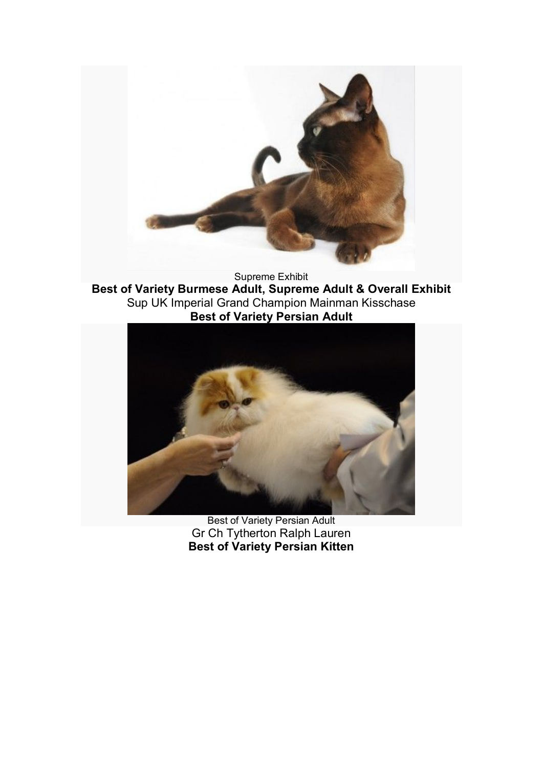Supreme Exhibit

**Best of Variety Burmese Adult, Supreme Adult & Overall Exhibit**

Sup UK Imperial Grand Champion Mainman Kisschase

**Best of Variety Persian Adult**

Best of Variety Persian Adult

Gr Ch Tytherton Ralph Lauren

**Best of Variety Persian Kitten**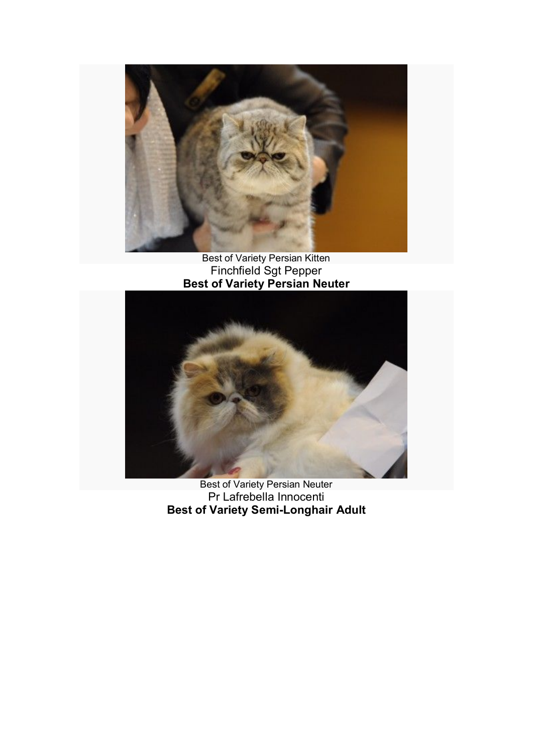Best of Variety Persian Kitten

Finchfield Sgt Pepper

**Best of Variety Persian Neuter**

Best of Variety Persian Neuter

Pr Lafrebella Innocenti

**Best of Variety Semi-Longhair Adult**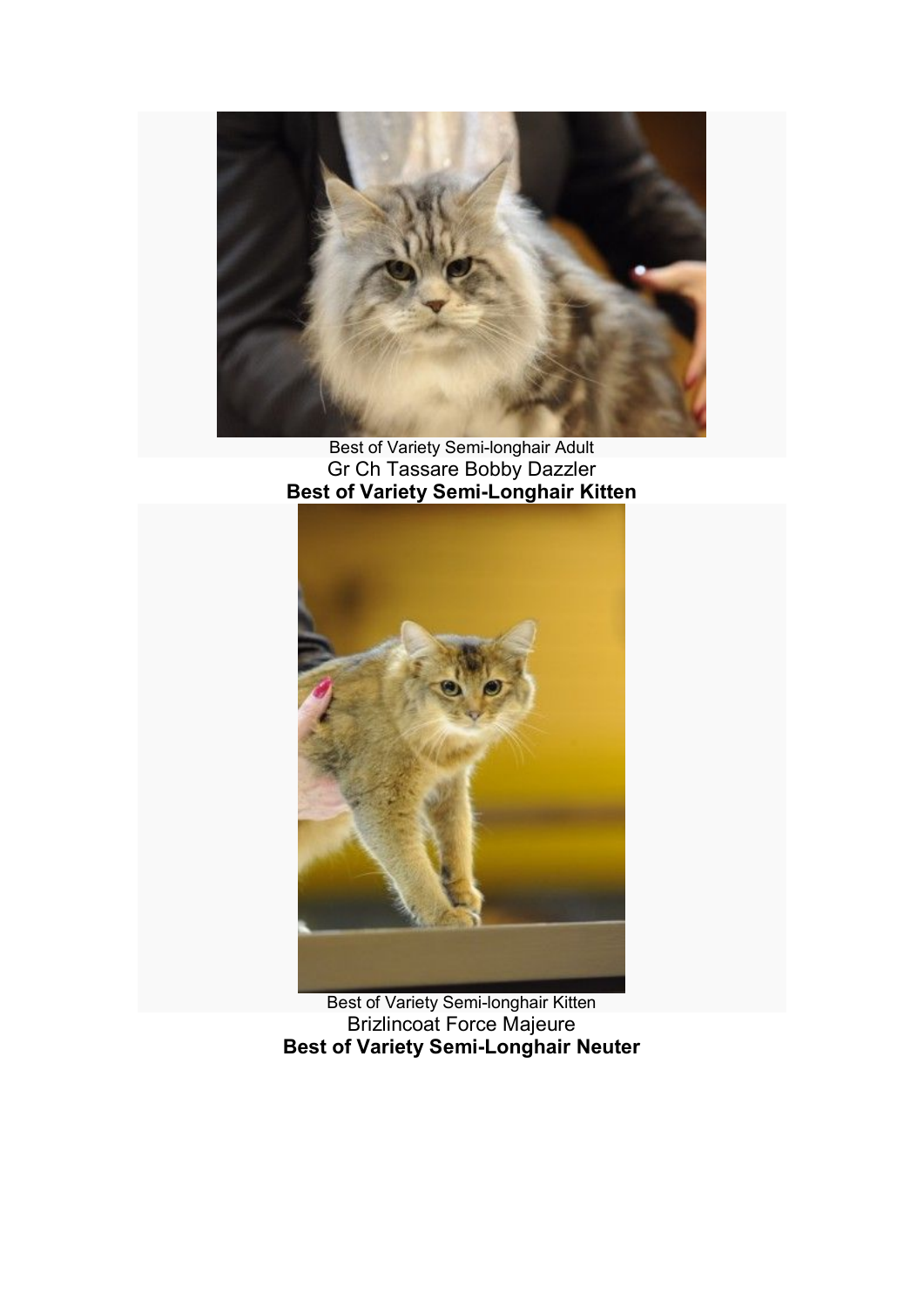Best of Variety Semi-longhair Adult

Gr Ch Tassare Bobby Dazzler

**Best of Variety Semi-Longhair Kitten**

Best of Variety Semi-longhair Kitten

Brizlincoat Force Majeure

**Best of Variety Semi-Longhair Neuter**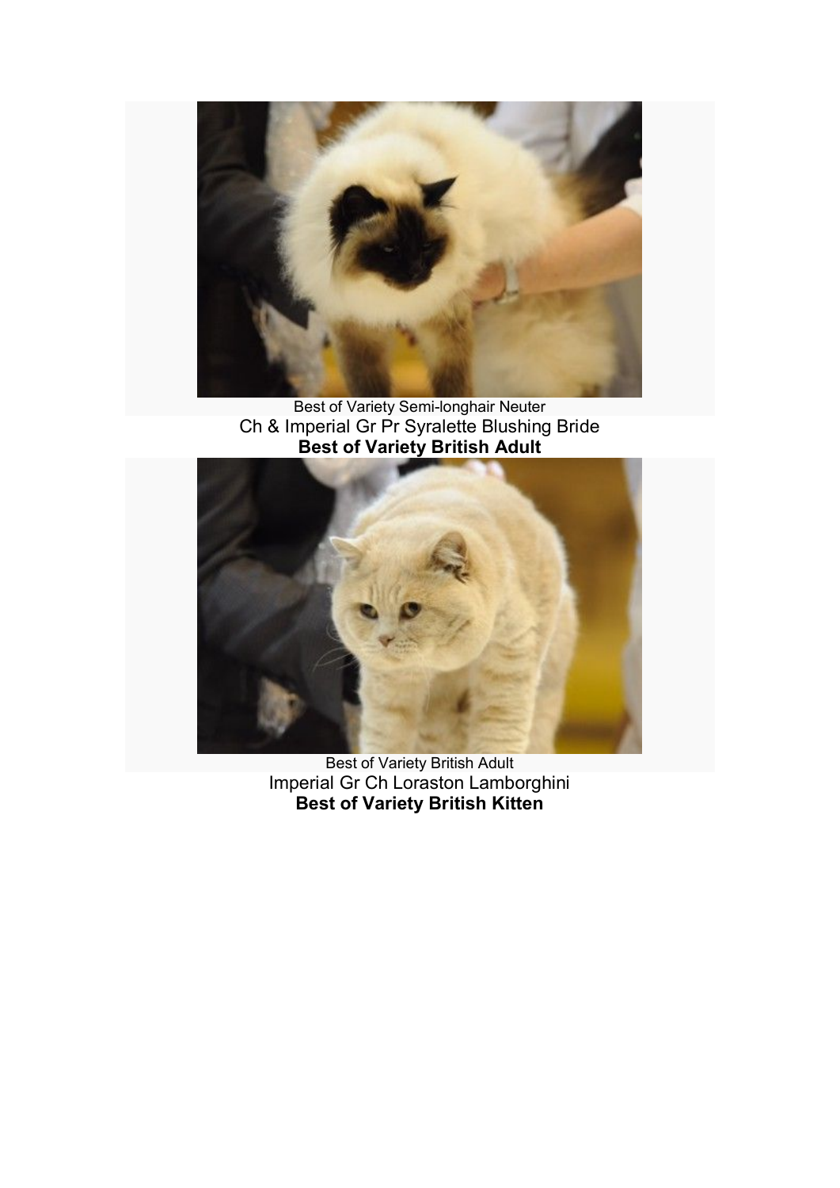Best of Variety Semi-longhair Neuter

Ch & Imperial Gr Pr Syralette Blushing Bride

**Best of Variety British Adult**

Best of Variety British Adult

Imperial Gr Ch Loraston Lamborghini

**Best of Variety British Kitten**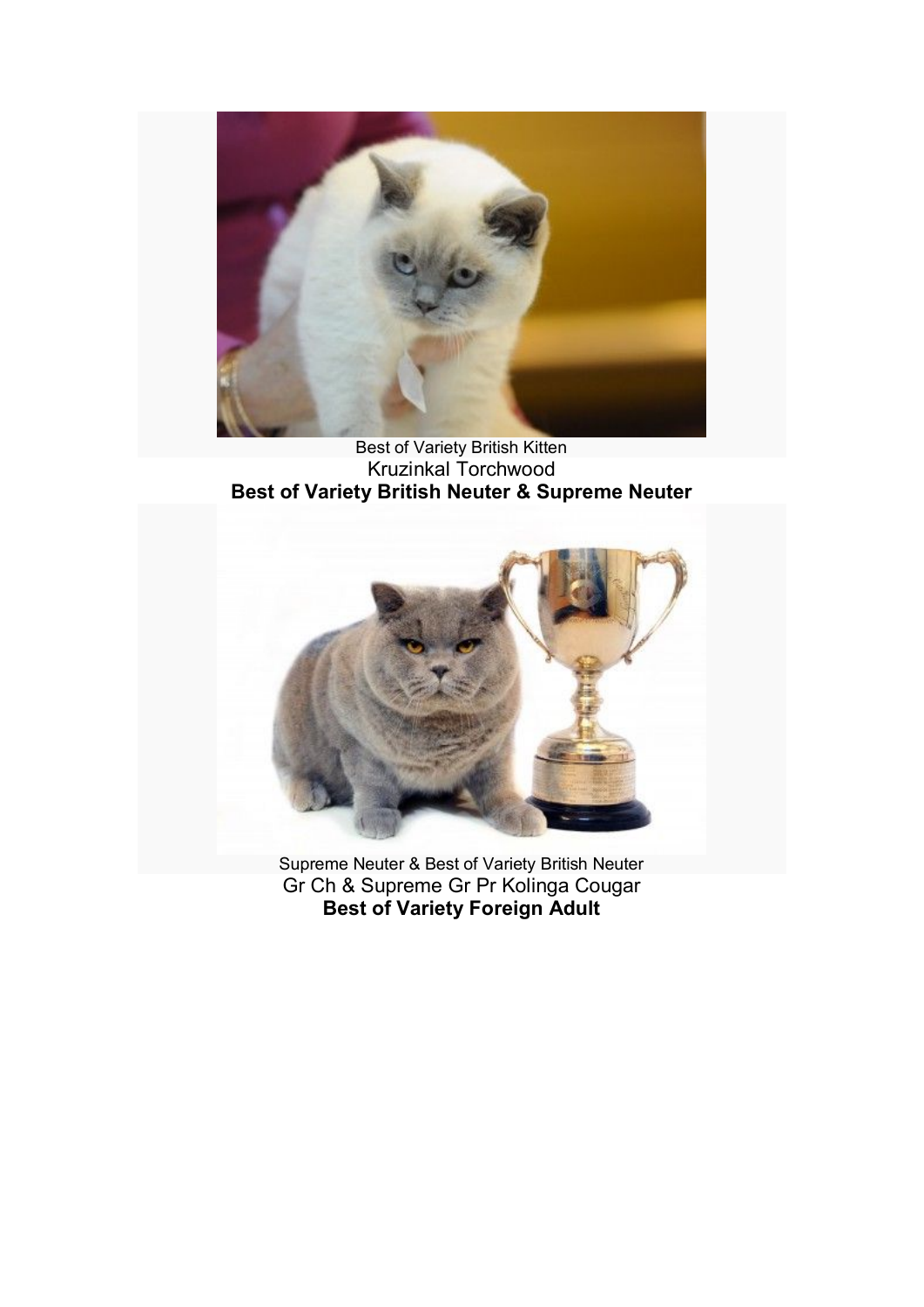Best of Variety British Kitten
Kruzinkal Torchwood
**Best of Variety British Neuter & Supreme Neuter**

Supreme Neuter & Best of Variety British Neuter
Gr Ch & Supreme Gr Pr Kolinga Cougar
**Best of Variety Foreign Adult**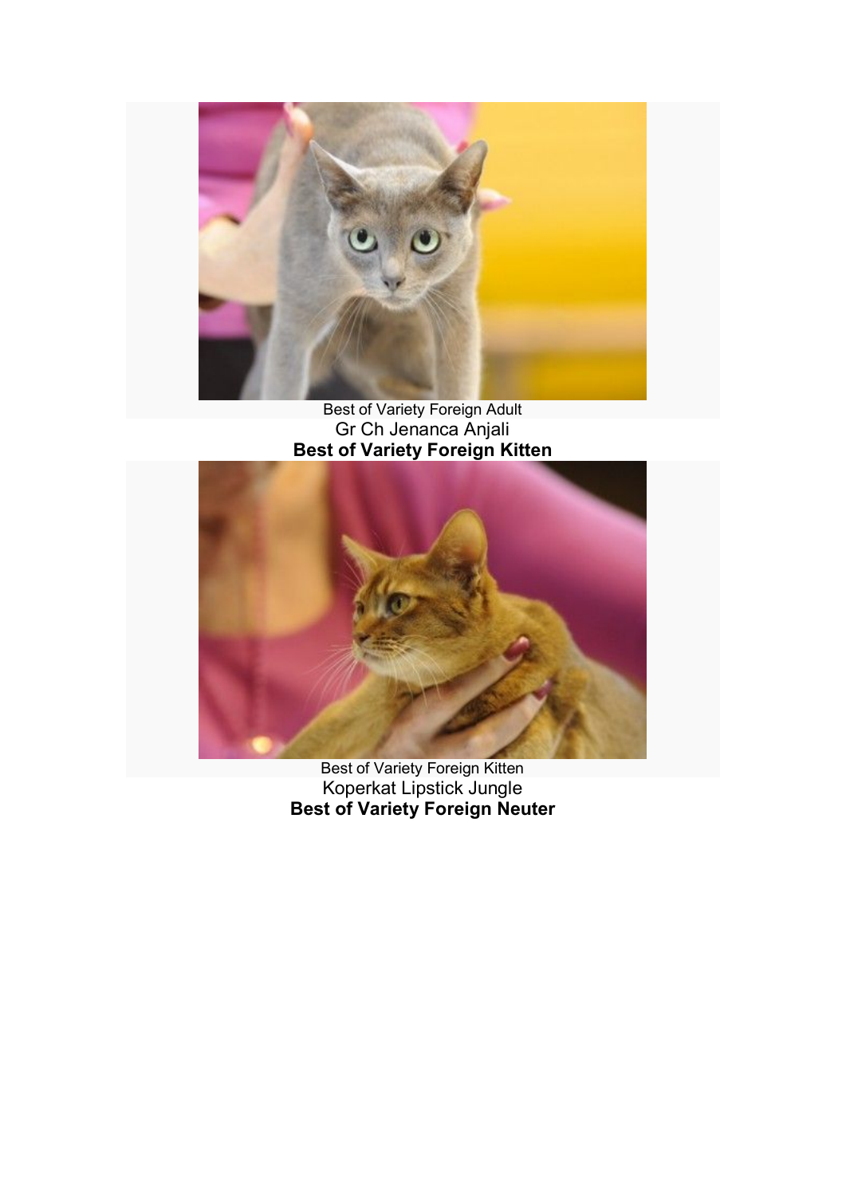Best of Variety Foreign Adult

Gr Ch Jenanca Anjali

**Best of Variety Foreign Kitten**

Best of Variety Foreign Kitten

Koperkat Lipstick Jungle

**Best of Variety Foreign Neuter**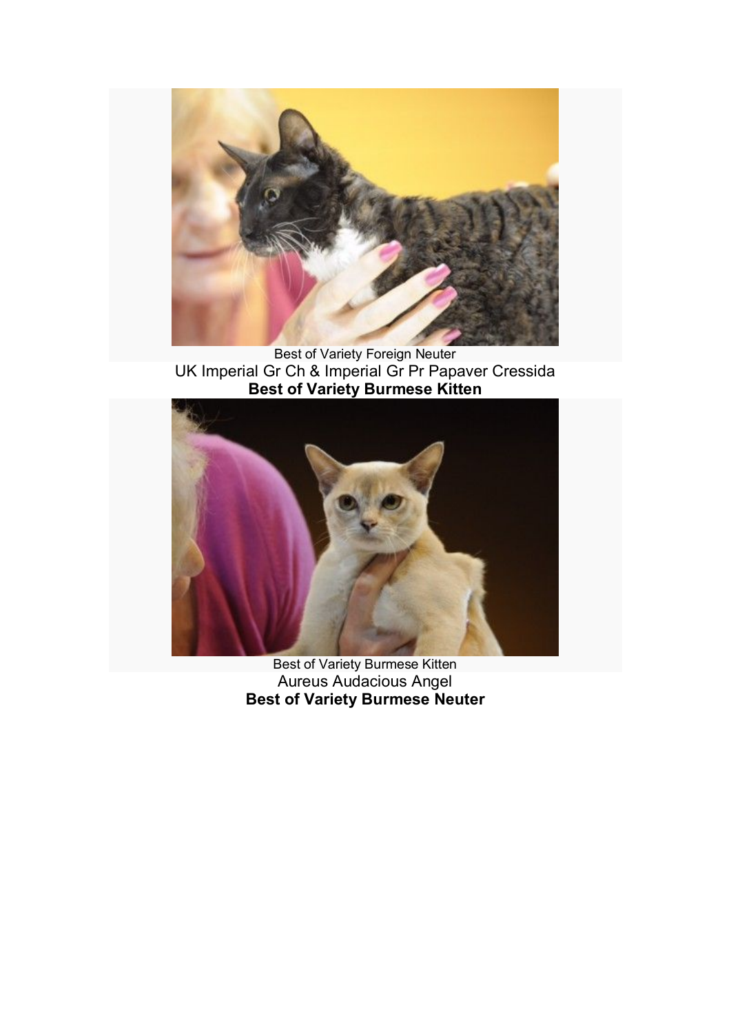Best of Variety Foreign Neuter

UK Imperial Gr Ch & Imperial Gr Pr Papaver Cressida

**Best of Variety Burmese Kitten**

Best of Variety Burmese Kitten

Aureus Audacious Angel

**Best of Variety Burmese Neuter**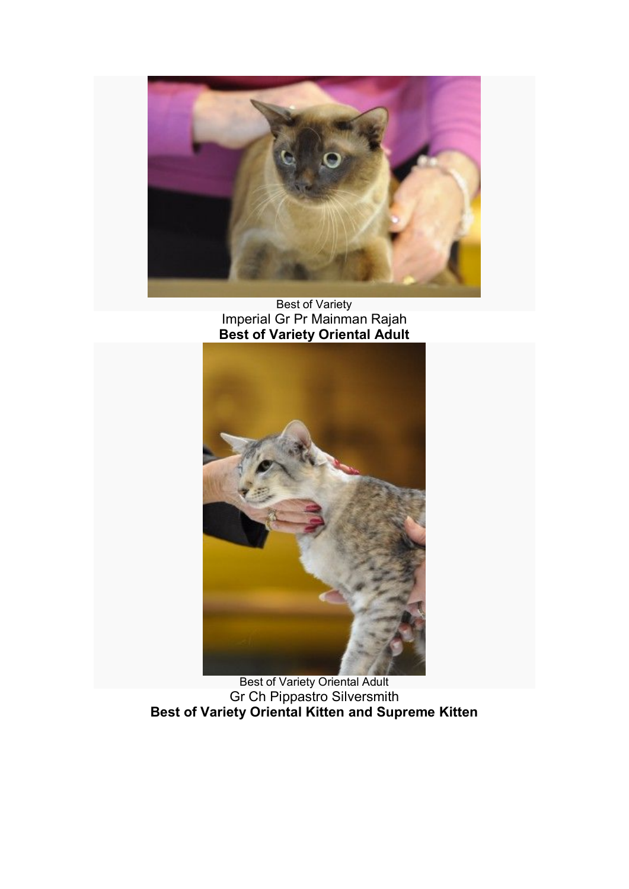Best of Variety

Imperial Gr Pr Mainman Rajah

**Best of Variety Oriental Adult**

Best of Variety Oriental Adult

Gr Ch Pippastro Silversmith

**Best of Variety Oriental Kitten and Supreme Kitten**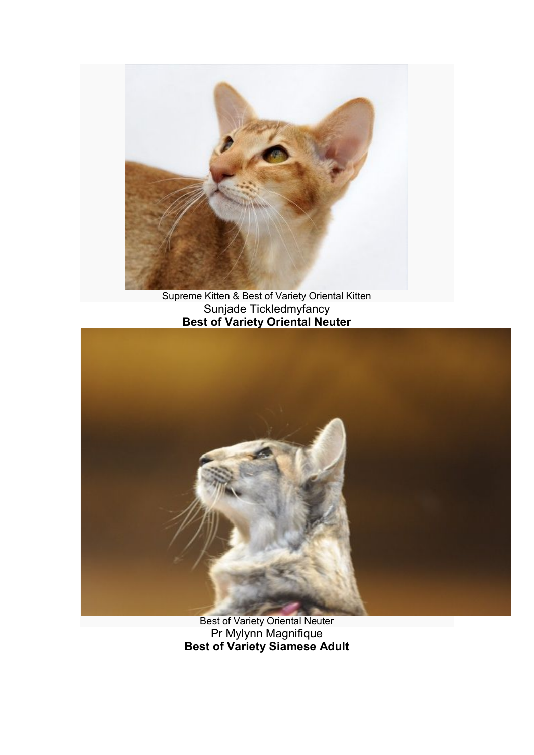Supreme Kitten & Best of Variety Oriental Kitten

Sunjade Tickledmyfancy

**Best of Variety Oriental Neuter**

Best of Variety Oriental Neuter

Pr Mylynn Magnifique

**Best of Variety Siamese Adult**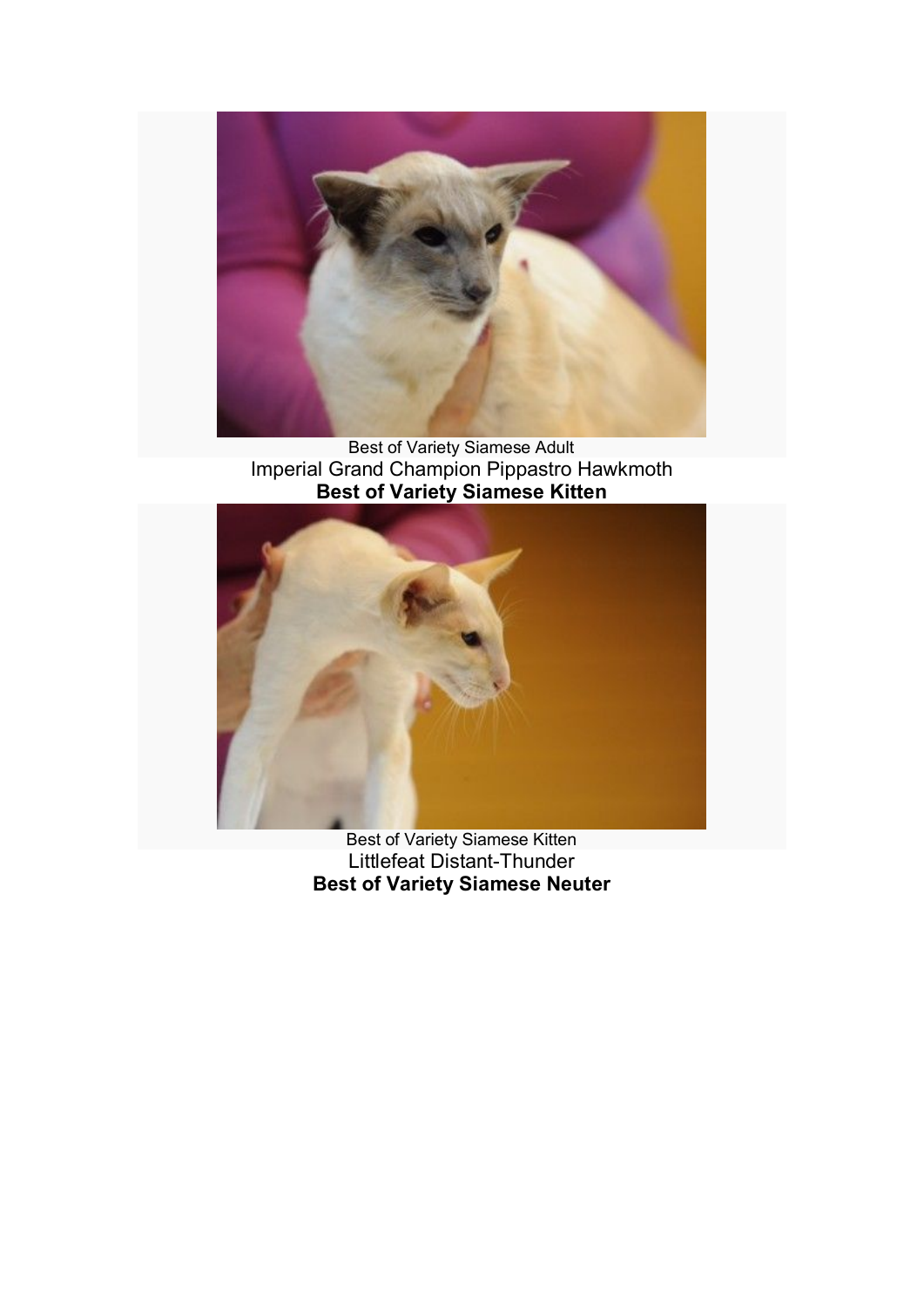Best of Variety Siamese Adult

Imperial Grand Champion Pippastro Hawkmoth

**Best of Variety Siamese Kitten**

Best of Variety Siamese Kitten

Littlefeat Distant-Thunder

**Best of Variety Siamese Neuter**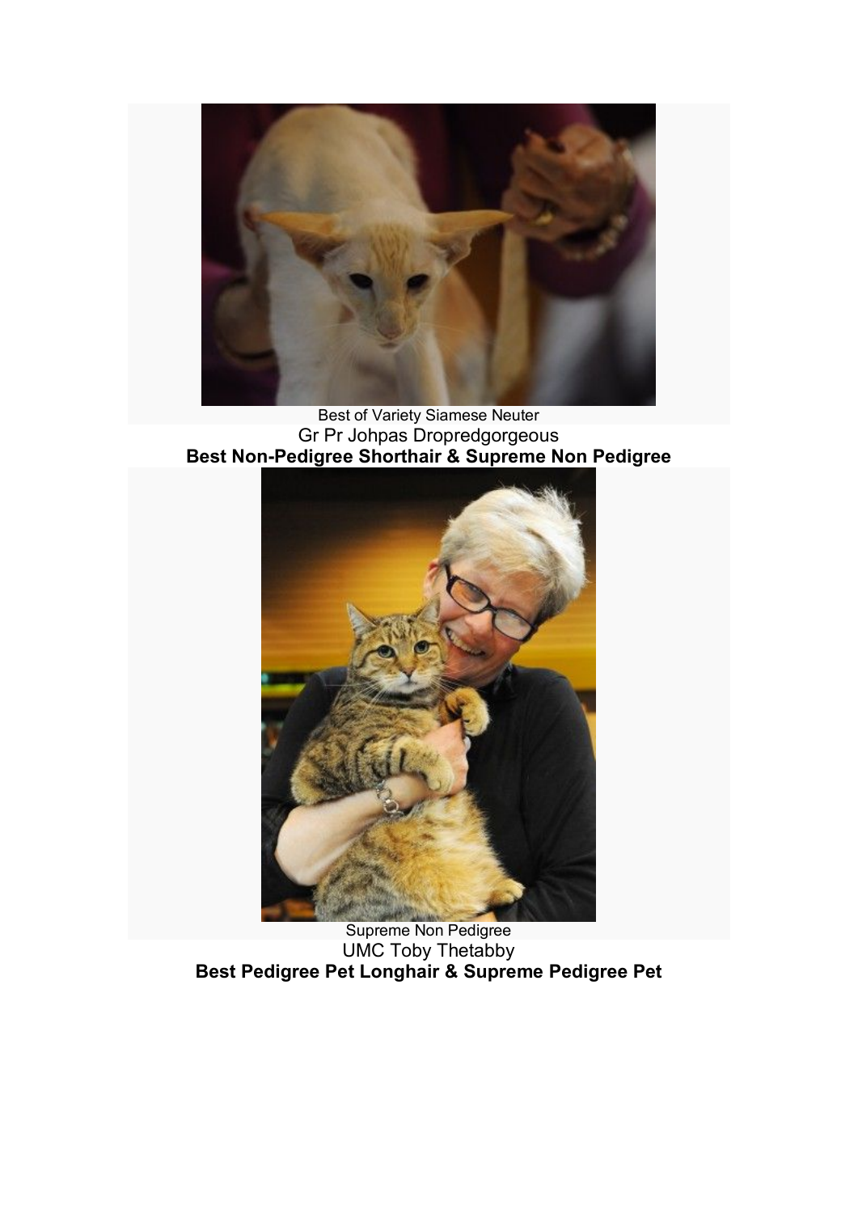Best of Variety Siamese Neuter

Gr Pr Johpas Dropredgorgeous

**Best Non-Pedigree Shorthair & Supreme Non Pedigree**

Supreme Non Pedigree

UMC Toby Thetabby

**Best Pedigree Pet Longhair & Supreme Pedigree Pet**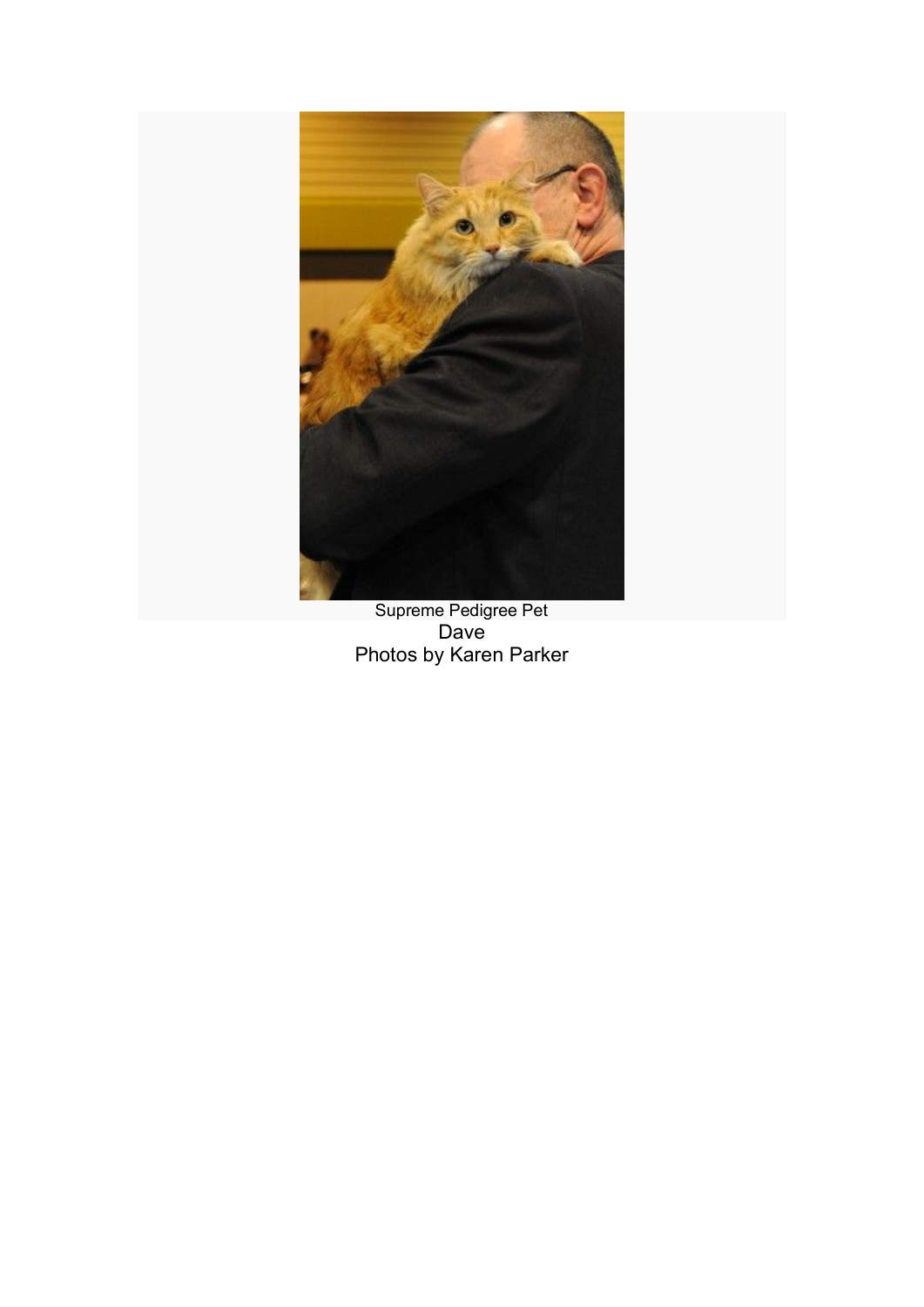Supreme Pedigree Pet

Dave

Photos by Karen Parker